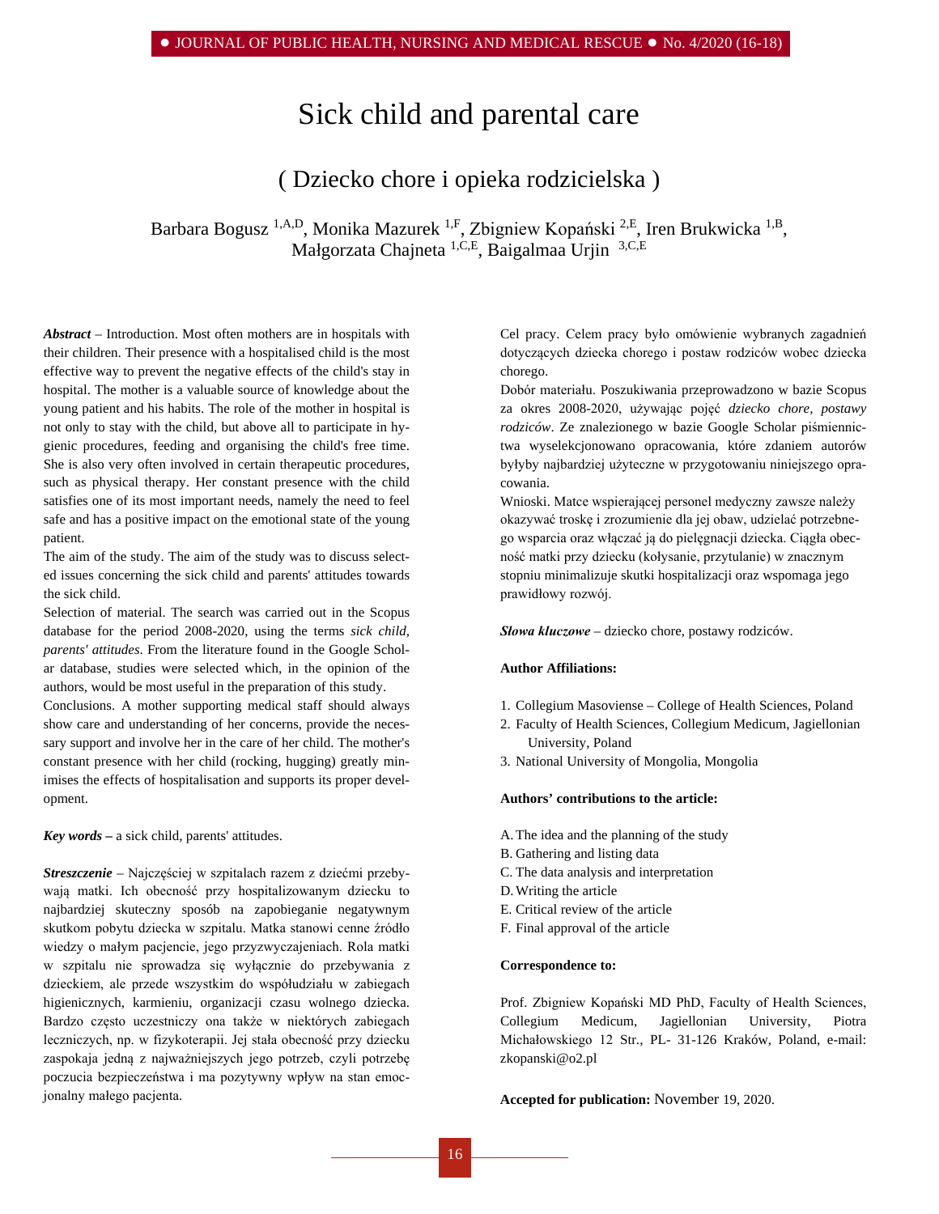# Sick child and parental care

## ( Dziecko chore i opieka rodzicielska )

Barbara Bogusz [1,A,D], Monika Mazurek [1,F], Zbigniew Kopański [2,E], Iren Brukwicka [1,B], Małgorzata Chajneta [1,C,E], Baigalmaa Urjin [3,C,E]

***Abstract*** – Introduction. Most often mothers are in hospitals with their children. Their presence with a hospitalised child is the most effective way to prevent the negative effects of the child's stay in hospital. The mother is a valuable source of knowledge about the young patient and his habits. The role of the mother in hospital is not only to stay with the child, but above all to participate in hygienic procedures, feeding and organising the child's free time. She is also very often involved in certain therapeutic procedures, such as physical therapy. Her constant presence with the child satisfies one of its most important needs, namely the need to feel safe and has a positive impact on the emotional state of the young patient.

The aim of the study. The aim of the study was to discuss selected issues concerning the sick child and parents' attitudes towards the sick child.

Selection of material. The search was carried out in the Scopus database for the period 2008-2020, using the terms *sick child, parents' attitudes*. From the literature found in the Google Scholar database, studies were selected which, in the opinion of the authors, would be most useful in the preparation of this study.

Conclusions. A mother supporting medical staff should always show care and understanding of her concerns, provide the necessary support and involve her in the care of her child. The mother's constant presence with her child (rocking, hugging) greatly minimises the effects of hospitalisation and supports its proper development.

***Key words*** **–** a sick child, parents' attitudes.

***Streszczenie*** – Najczęściej w szpitalach razem z dziećmi przebywają matki. Ich obecność przy hospitalizowanym dziecku to najbardziej skuteczny sposób na zapobieganie negatywnym skutkom pobytu dziecka w szpitalu. Matka stanowi cenne źródło wiedzy o małym pacjencie, jego przyzwyczajeniach. Rola matki w szpitalu nie sprowadza się wyłącznie do przebywania z dzieckiem, ale przede wszystkim do współudziału w zabiegach higienicznych, karmieniu, organizacji czasu wolnego dziecka. Bardzo często uczestniczy ona także w niektórych zabiegach leczniczych, np. w fizykoterapii. Jej stała obecność przy dziecku zaspokaja jedną z najważniejszych jego potrzeb, czyli potrzebę poczucia bezpieczeństwa i ma pozytywny wpływ na stan emocjonalny małego pacjenta.

Cel pracy. Celem pracy było omówienie wybranych zagadnień dotyczących dziecka chorego i postaw rodziców wobec dziecka chorego.

Dobór materiału. Poszukiwania przeprowadzono w bazie Scopus za okres 2008-2020, używając pojęć *dziecko chore, postawy rodziców*. Ze znalezionego w bazie Google Scholar piśmiennictwa wyselekcjonowano opracowania, które zdaniem autorów byłyby najbardziej użyteczne w przygotowaniu niniejszego opracowania.

Wnioski. Matce wspierającej personel medyczny zawsze należy okazywać troskę i zrozumienie dla jej obaw, udzielać potrzebnego wsparcia oraz włączać ją do pielęgnacji dziecka. Ciągła obecność matki przy dziecku (kołysanie, przytulanie) w znacznym stopniu minimalizuje skutki hospitalizacji oraz wspomaga jego prawidłowy rozwój.

***Słowa kluczowe*** – dziecko chore, postawy rodziców.

**Author Affiliations:**

1. Collegium Masoviense – College of Health Sciences, Poland
2. Faculty of Health Sciences, Collegium Medicum, Jagiellonian University, Poland
3. National University of Mongolia, Mongolia

**Authors' contributions to the article:**

A. The idea and the planning of the study
B. Gathering and listing data
C. The data analysis and interpretation
D. Writing the article
E. Critical review of the article
F. Final approval of the article

**Correspondence to:**

Prof. Zbigniew Kopański MD PhD, Faculty of Health Sciences, Collegium Medicum, Jagiellonian University, Piotra Michałowskiego 12 Str., PL- 31-126 Kraków, Poland, e-mail: zkopanski@o2.pl

**Accepted for publication:** November 19, 2020.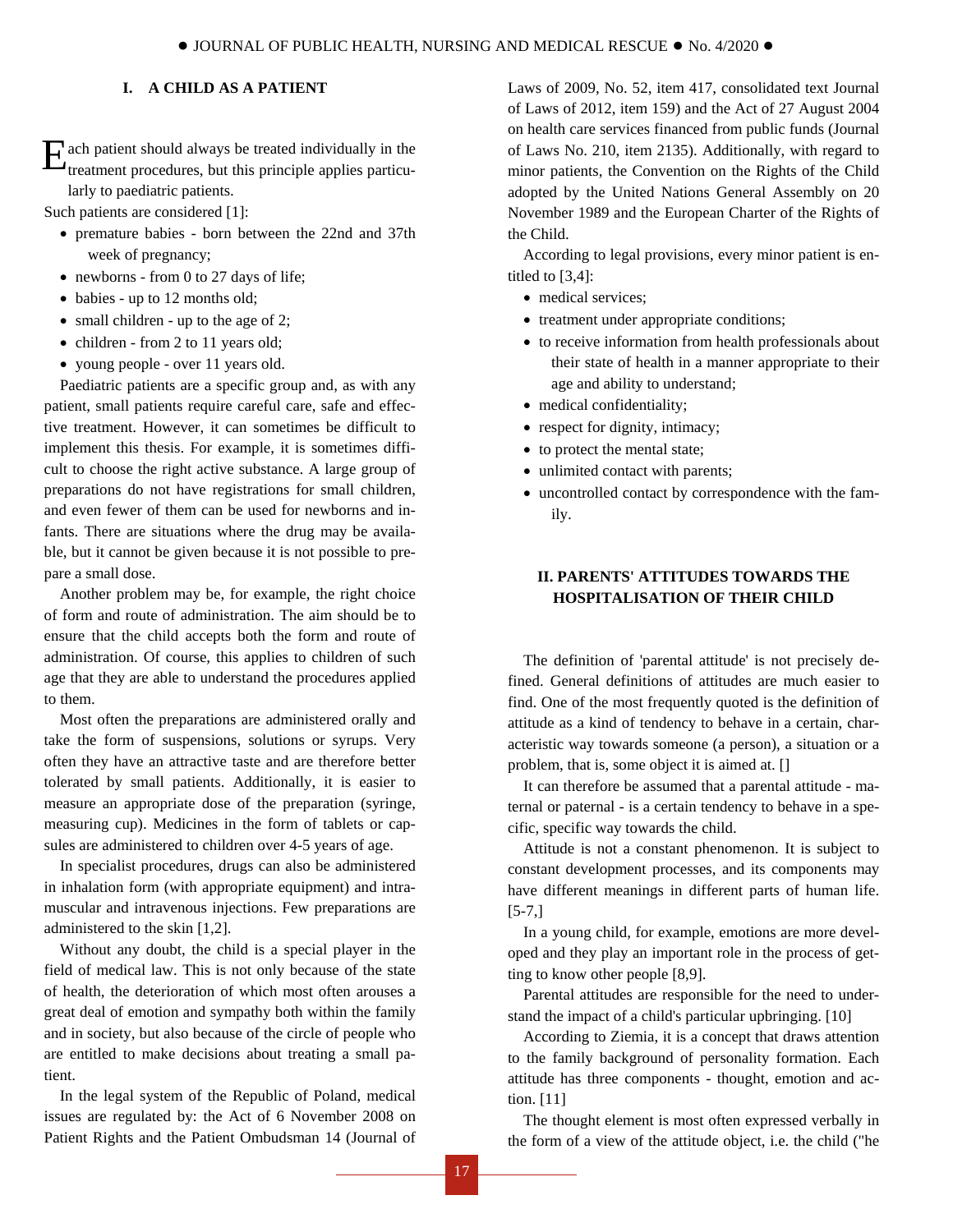## I. A CHILD AS A PATIENT

Each patient should always be treated individually in the treatment procedures, but this principle applies particularly to paediatric patients.

Such patients are considered [1]:

- premature babies - born between the 22nd and 37th week of pregnancy;
- newborns - from 0 to 27 days of life;
- babies - up to 12 months old;
- small children - up to the age of 2;
- children - from 2 to 11 years old;
- young people - over 11 years old.

Paediatric patients are a specific group and, as with any patient, small patients require careful care, safe and effective treatment. However, it can sometimes be difficult to implement this thesis. For example, it is sometimes difficult to choose the right active substance. A large group of preparations do not have registrations for small children, and even fewer of them can be used for newborns and infants. There are situations where the drug may be available, but it cannot be given because it is not possible to prepare a small dose.

Another problem may be, for example, the right choice of form and route of administration. The aim should be to ensure that the child accepts both the form and route of administration. Of course, this applies to children of such age that they are able to understand the procedures applied to them.

Most often the preparations are administered orally and take the form of suspensions, solutions or syrups. Very often they have an attractive taste and are therefore better tolerated by small patients. Additionally, it is easier to measure an appropriate dose of the preparation (syringe, measuring cup). Medicines in the form of tablets or capsules are administered to children over 4-5 years of age.

In specialist procedures, drugs can also be administered in inhalation form (with appropriate equipment) and intramuscular and intravenous injections. Few preparations are administered to the skin [1,2].

Without any doubt, the child is a special player in the field of medical law. This is not only because of the state of health, the deterioration of which most often arouses a great deal of emotion and sympathy both within the family and in society, but also because of the circle of people who are entitled to make decisions about treating a small patient.

In the legal system of the Republic of Poland, medical issues are regulated by: the Act of 6 November 2008 on Patient Rights and the Patient Ombudsman 14 (Journal of Laws of 2009, No. 52, item 417, consolidated text Journal of Laws of 2012, item 159) and the Act of 27 August 2004 on health care services financed from public funds (Journal of Laws No. 210, item 2135). Additionally, with regard to minor patients, the Convention on the Rights of the Child adopted by the United Nations General Assembly on 20 November 1989 and the European Charter of the Rights of the Child.

According to legal provisions, every minor patient is entitled to [3,4]:

- medical services;
- treatment under appropriate conditions;
- to receive information from health professionals about their state of health in a manner appropriate to their age and ability to understand;
- medical confidentiality;
- respect for dignity, intimacy;
- to protect the mental state;
- unlimited contact with parents;
- uncontrolled contact by correspondence with the family.

## II. PARENTS' ATTITUDES TOWARDS THE HOSPITALISATION OF THEIR CHILD

The definition of 'parental attitude' is not precisely defined. General definitions of attitudes are much easier to find. One of the most frequently quoted is the definition of attitude as a kind of tendency to behave in a certain, characteristic way towards someone (a person), a situation or a problem, that is, some object it is aimed at. []

It can therefore be assumed that a parental attitude - maternal or paternal - is a certain tendency to behave in a specific, specific way towards the child.

Attitude is not a constant phenomenon. It is subject to constant development processes, and its components may have different meanings in different parts of human life. [5-7,]

In a young child, for example, emotions are more developed and they play an important role in the process of getting to know other people [8,9].

Parental attitudes are responsible for the need to understand the impact of a child's particular upbringing. [10]

According to Ziemia, it is a concept that draws attention to the family background of personality formation. Each attitude has three components - thought, emotion and action. [11]

The thought element is most often expressed verbally in the form of a view of the attitude object, i.e. the child ("he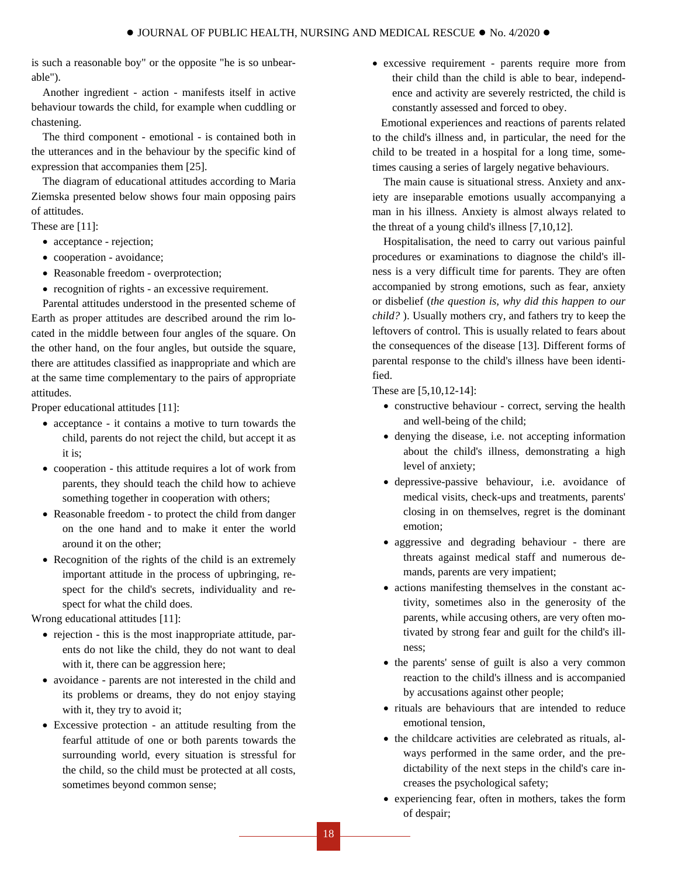is such a reasonable boy" or the opposite "he is so unbearable").

Another ingredient - action - manifests itself in active behaviour towards the child, for example when cuddling or chastening.

The third component - emotional - is contained both in the utterances and in the behaviour by the specific kind of expression that accompanies them [25].

The diagram of educational attitudes according to Maria Ziemska presented below shows four main opposing pairs of attitudes.

These are [11]:

- acceptance - rejection;
- cooperation - avoidance;
- Reasonable freedom - overprotection;
- recognition of rights - an excessive requirement.

Parental attitudes understood in the presented scheme of Earth as proper attitudes are described around the rim located in the middle between four angles of the square. On the other hand, on the four angles, but outside the square, there are attitudes classified as inappropriate and which are at the same time complementary to the pairs of appropriate attitudes.

Proper educational attitudes [11]:

- acceptance - it contains a motive to turn towards the child, parents do not reject the child, but accept it as it is;
- cooperation - this attitude requires a lot of work from parents, they should teach the child how to achieve something together in cooperation with others;
- Reasonable freedom - to protect the child from danger on the one hand and to make it enter the world around it on the other;
- Recognition of the rights of the child is an extremely important attitude in the process of upbringing, respect for the child's secrets, individuality and respect for what the child does.

Wrong educational attitudes [11]:

- rejection - this is the most inappropriate attitude, parents do not like the child, they do not want to deal with it, there can be aggression here;
- avoidance - parents are not interested in the child and its problems or dreams, they do not enjoy staying with it, they try to avoid it;
- Excessive protection - an attitude resulting from the fearful attitude of one or both parents towards the surrounding world, every situation is stressful for the child, so the child must be protected at all costs, sometimes beyond common sense;
- excessive requirement - parents require more from their child than the child is able to bear, independence and activity are severely restricted, the child is constantly assessed and forced to obey.

Emotional experiences and reactions of parents related to the child's illness and, in particular, the need for the child to be treated in a hospital for a long time, sometimes causing a series of largely negative behaviours.

The main cause is situational stress. Anxiety and anxiety are inseparable emotions usually accompanying a man in his illness. Anxiety is almost always related to the threat of a young child's illness [7,10,12].

Hospitalisation, the need to carry out various painful procedures or examinations to diagnose the child's illness is a very difficult time for parents. They are often accompanied by strong emotions, such as fear, anxiety or disbelief (*the question is, why did this happen to our child?* ). Usually mothers cry, and fathers try to keep the leftovers of control. This is usually related to fears about the consequences of the disease [13]. Different forms of parental response to the child's illness have been identified.

These are [5,10,12-14]:

- constructive behaviour - correct, serving the health and well-being of the child;
- denying the disease, i.e. not accepting information about the child's illness, demonstrating a high level of anxiety;
- depressive-passive behaviour, i.e. avoidance of medical visits, check-ups and treatments, parents' closing in on themselves, regret is the dominant emotion;
- aggressive and degrading behaviour - there are threats against medical staff and numerous demands, parents are very impatient;
- actions manifesting themselves in the constant activity, sometimes also in the generosity of the parents, while accusing others, are very often motivated by strong fear and guilt for the child's illness;
- the parents' sense of guilt is also a very common reaction to the child's illness and is accompanied by accusations against other people;
- rituals are behaviours that are intended to reduce emotional tension,
- the childcare activities are celebrated as rituals, always performed in the same order, and the predictability of the next steps in the child's care increases the psychological safety;
- experiencing fear, often in mothers, takes the form of despair;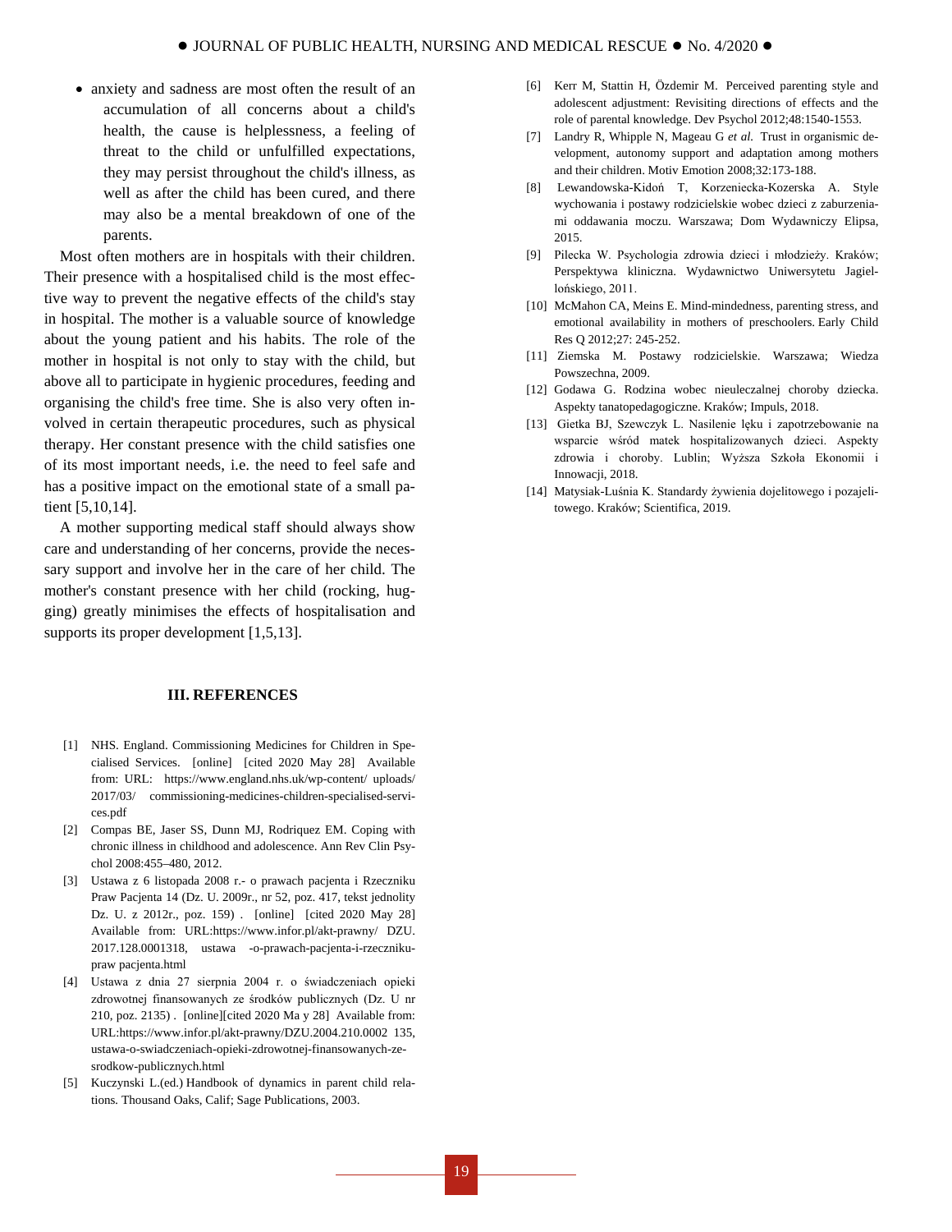- anxiety and sadness are most often the result of an accumulation of all concerns about a child's health, the cause is helplessness, a feeling of threat to the child or unfulfilled expectations, they may persist throughout the child's illness, as well as after the child has been cured, and there may also be a mental breakdown of one of the parents.

Most often mothers are in hospitals with their children. Their presence with a hospitalised child is the most effective way to prevent the negative effects of the child's stay in hospital. The mother is a valuable source of knowledge about the young patient and his habits. The role of the mother in hospital is not only to stay with the child, but above all to participate in hygienic procedures, feeding and organising the child's free time. She is also very often involved in certain therapeutic procedures, such as physical therapy. Her constant presence with the child satisfies one of its most important needs, i.e. the need to feel safe and has a positive impact on the emotional state of a small patient [5,10,14].

A mother supporting medical staff should always show care and understanding of her concerns, provide the necessary support and involve her in the care of her child. The mother's constant presence with her child (rocking, hugging) greatly minimises the effects of hospitalisation and supports its proper development [1,5,13].

## III. REFERENCES

[1] NHS. England. Commissioning Medicines for Children in Specialised Services. [online] [cited 2020 May 28] Available from: URL: https://www.england.nhs.uk/wp-content/ uploads/ 2017/03/ commissioning-medicines-children-specialised-services.pdf

[2] Compas BE, Jaser SS, Dunn MJ, Rodriquez EM. Coping with chronic illness in childhood and adolescence. Ann Rev Clin Psychol 2008:455–480, 2012.

[3] Ustawa z 6 listopada 2008 r.- o prawach pacjenta i Rzeczniku Praw Pacjenta 14 (Dz. U. 2009r., nr 52, poz. 417, tekst jednolity Dz. U. z 2012r., poz. 159) . [online] [cited 2020 May 28] Available from: URL:https://www.infor.pl/akt-prawny/ DZU. 2017.128.0001318, ustawa -o-prawach-pacjenta-i-rzecznikupraw pacjenta.html

[4] Ustawa z dnia 27 sierpnia 2004 r. o świadczeniach opieki zdrowotnej finansowanych ze środków publicznych (Dz. U nr 210, poz. 2135) . [online][cited 2020 Ma y 28] Available from: URL:https://www.infor.pl/akt-prawny/DZU.2004.210.0002 135, ustawa-o-swiadczeniach-opieki-zdrowotnej-finansowanych-ze-srodkow-publicznych.html

[5] Kuczynski L.(ed.) Handbook of dynamics in parent child relations. Thousand Oaks, Calif; Sage Publications, 2003.

[6] Kerr M, Stattin H, Özdemir M. Perceived parenting style and adolescent adjustment: Revisiting directions of effects and the role of parental knowledge. Dev Psychol 2012;48:1540-1553.

[7] Landry R, Whipple N, Mageau G *et al.* Trust in organismic development, autonomy support and adaptation among mothers and their children. Motiv Emotion 2008;32:173-188.

[8] Lewandowska-Kidoń T, Korzeniecka-Kozerska A. Style wychowania i postawy rodzicielskie wobec dzieci z zaburzeniami oddawania moczu. Warszawa; Dom Wydawniczy Elipsa, 2015.

[9] Pilecka W. Psychologia zdrowia dzieci i młodzieży. Kraków; Perspektywa kliniczna. Wydawnictwo Uniwersytetu Jagiellońskiego, 2011.

[10] McMahon CA, Meins E. Mind-mindedness, parenting stress, and emotional availability in mothers of preschoolers. Early Child Res Q 2012;27: 245-252.

[11] Ziemska M. Postawy rodzicielskie. Warszawa; Wiedza Powszechna, 2009.

[12] Godawa G. Rodzina wobec nieuleczalnej choroby dziecka. Aspekty tanatopedagogiczne. Kraków; Impuls, 2018.

[13] Gietka BJ, Szewczyk L. Nasilenie lęku i zapotrzebowanie na wsparcie wśród matek hospitalizowanych dzieci. Aspekty zdrowia i choroby. Lublin; Wyższa Szkoła Ekonomii i Innowacji, 2018.

[14] Matysiak-Luśnia K. Standardy żywienia dojelitowego i pozajelitowego. Kraków; Scientifica, 2019.